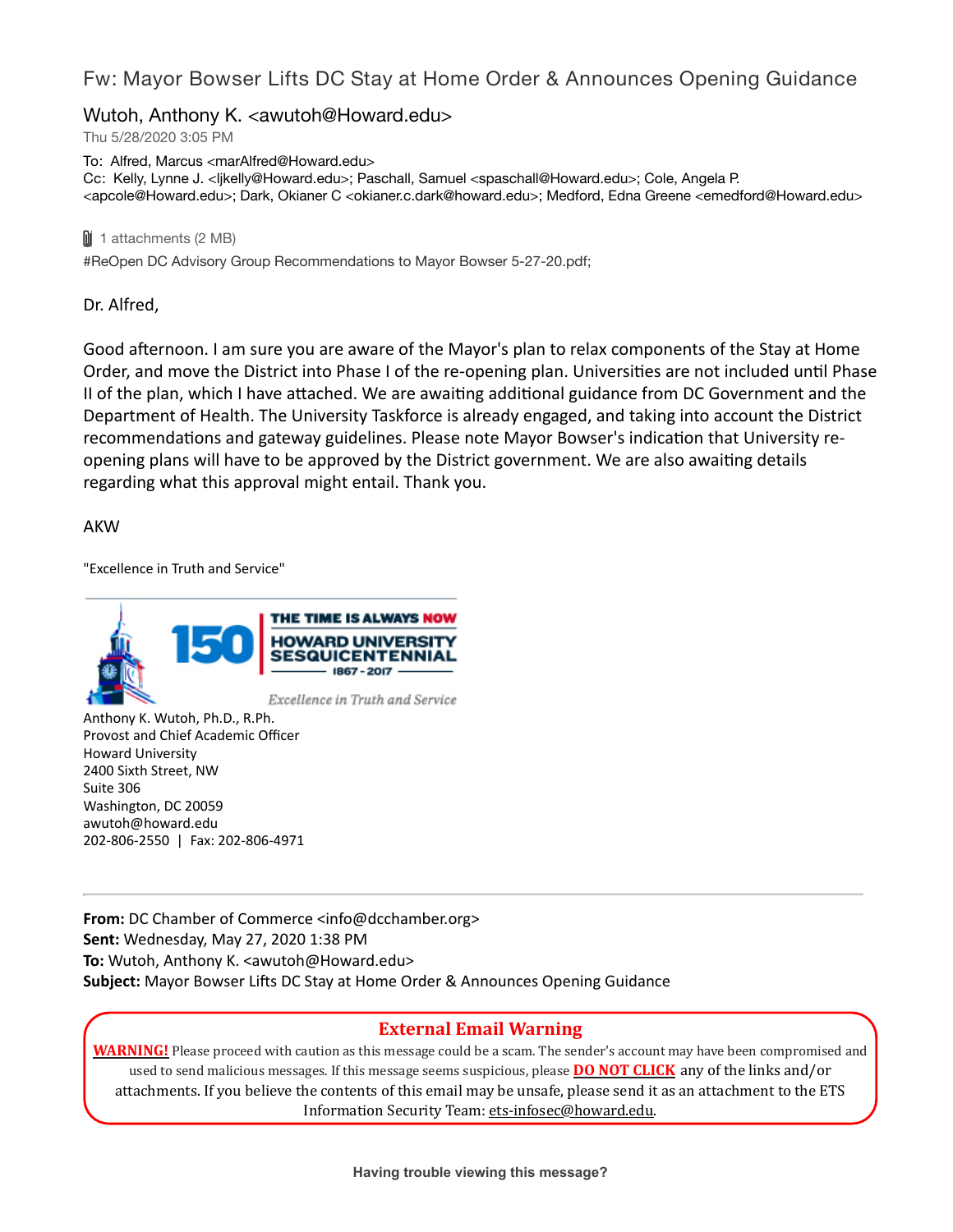# Fw: Mayor Bowser Lifts DC Stay at Home Order & Announces Opening Guidance

Wutoh, Anthony K. <awutoh@Howard.edu>

Thu 5/28/2020 3:05 PM

To: Alfred, Marcus <marAlfred@Howard.edu>
Cc: Kelly, Lynne J. <ljkelly@Howard.edu>; Paschall, Samuel <spaschall@Howard.edu>; Cole, Angela P. <apcole@Howard.edu>; Dark, Okianer C <okianer.c.dark@howard.edu>; Medford, Edna Greene <emedford@Howard.edu>

1 attachments (2 MB)

#ReOpen DC Advisory Group Recommendations to Mayor Bowser 5-27-20.pdf;

Dr. Alfred,

Good afternoon. I am sure you are aware of the Mayor's plan to relax components of the Stay at Home Order, and move the District into Phase I of the re-opening plan. Universities are not included until Phase II of the plan, which I have attached. We are awaiting additional guidance from DC Government and the Department of Health. The University Taskforce is already engaged, and taking into account the District recommendations and gateway guidelines. Please note Mayor Bowser's indication that University re-opening plans will have to be approved by the District government. We are also awaiting details regarding what this approval might entail. Thank you.

AKW

"Excellence in Truth and Service"

THE TIME IS ALWAYS NOW
150 HOWARD UNIVERSITY SESQUICENTENNIAL
1867 - 2017
*Excellence in Truth and Service*

Anthony K. Wutoh, Ph.D., R.Ph.
Provost and Chief Academic Officer
Howard University
2400 Sixth Street, NW
Suite 306
Washington, DC 20059
awutoh@howard.edu
202-806-2550 | Fax: 202-806-4971

---

**From:** DC Chamber of Commerce <info@dcchamber.org>
**Sent:** Wednesday, May 27, 2020 1:38 PM
**To:** Wutoh, Anthony K. <awutoh@Howard.edu>
**Subject:** Mayor Bowser Lifts DC Stay at Home Order & Announces Opening Guidance

**External Email Warning**

**WARNING!** Please proceed with caution as this message could be a scam. The sender's account may have been compromised and used to send malicious messages. If this message seems suspicious, please **DO NOT CLICK** any of the links and/or attachments. If you believe the contents of this email may be unsafe, please send it as an attachment to the ETS Information Security Team: ets-infosec@howard.edu.

**Having trouble viewing this message?**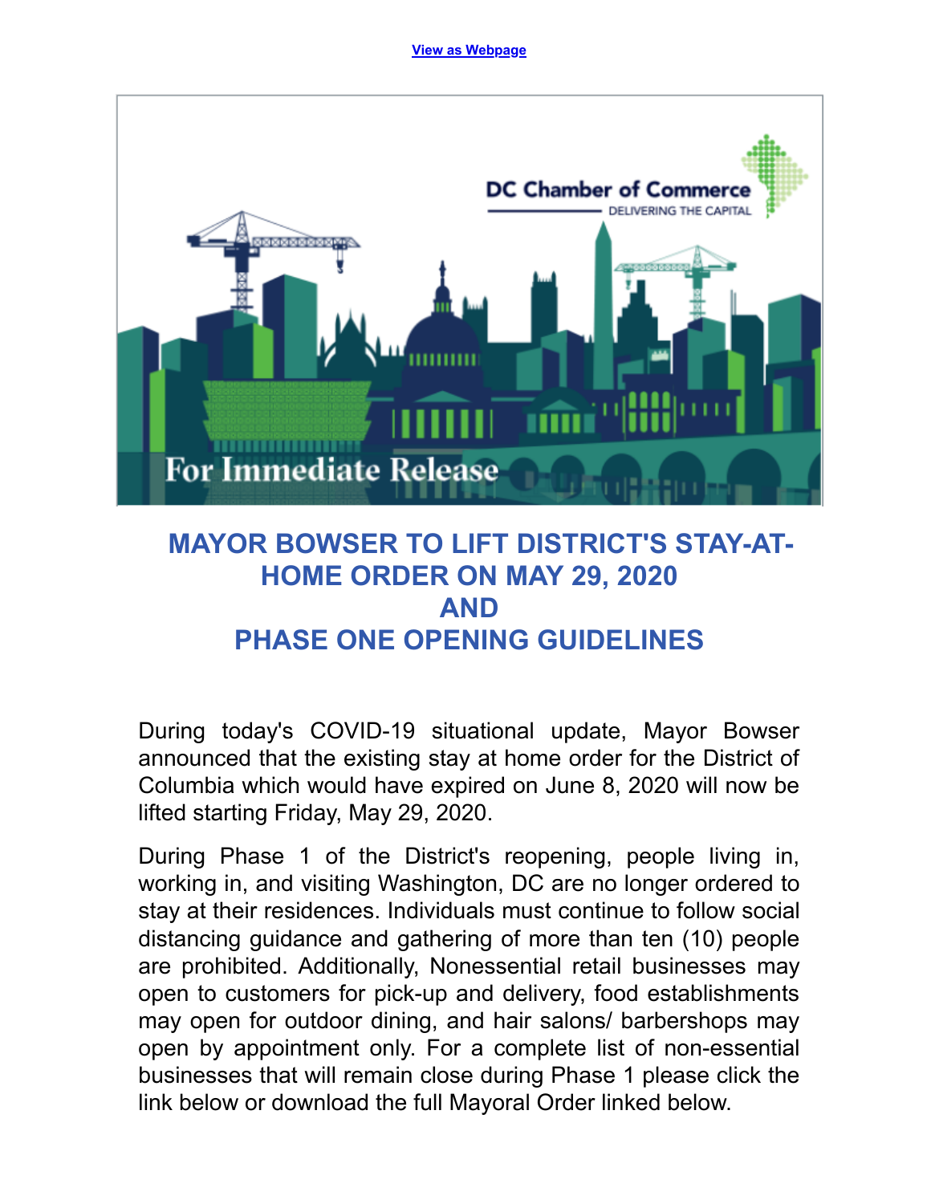View as Webpage

# MAYOR BOWSER TO LIFT DISTRICT'S STAY-AT-HOME ORDER ON MAY 29, 2020
# AND
# PHASE ONE OPENING GUIDELINES

During today's COVID-19 situational update, Mayor Bowser announced that the existing stay at home order for the District of Columbia which would have expired on June 8, 2020 will now be lifted starting Friday, May 29, 2020.

During Phase 1 of the District's reopening, people living in, working in, and visiting Washington, DC are no longer ordered to stay at their residences. Individuals must continue to follow social distancing guidance and gathering of more than ten (10) people are prohibited. Additionally, Nonessential retail businesses may open to customers for pick-up and delivery, food establishments may open for outdoor dining, and hair salons/ barbershops may open by appointment only. For a complete list of non-essential businesses that will remain close during Phase 1 please click the link below or download the full Mayoral Order linked below.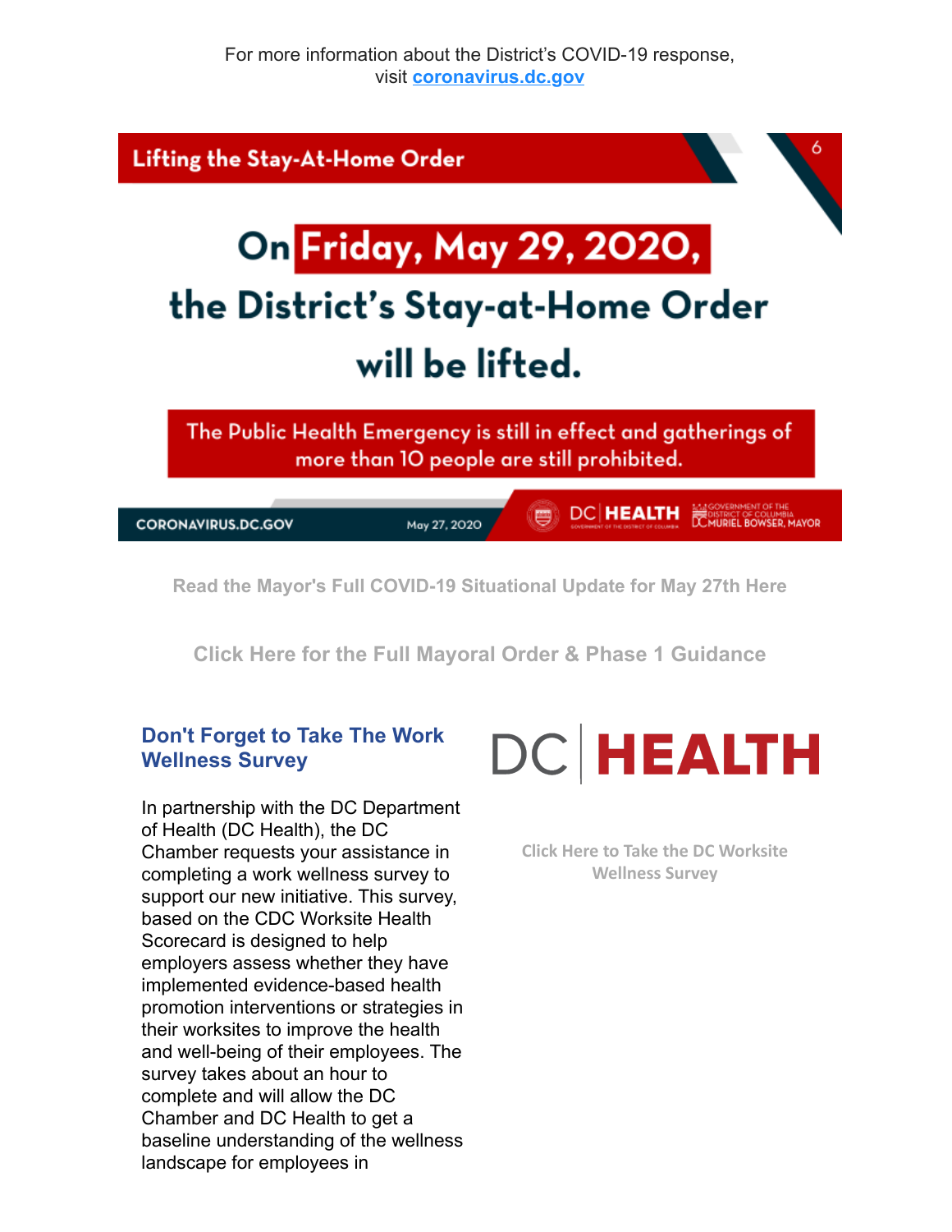For more information about the District's COVID-19 response, visit [coronavirus.dc.gov](coronavirus.dc.gov)

## Lifting the Stay-At-Home Order

# On Friday, May 29, 2020, the District's Stay-at-Home Order will be lifted.

**The Public Health Emergency is still in effect and gatherings of more than 10 people are still prohibited.**

CORONAVIRUS.DC.GOV May 27, 2020 DC HEALTH GOVERNMENT OF THE DISTRICT OF COLUMBIA MURIEL BOWSER, MAYOR

**Read the Mayor's Full COVID-19 Situational Update for May 27th Here**

**Click Here for the Full Mayoral Order & Phase 1 Guidance**

### Don't Forget to Take The Work Wellness Survey

In partnership with the DC Department of Health (DC Health), the DC Chamber requests your assistance in completing a work wellness survey to support our new initiative. This survey, based on the CDC Worksite Health Scorecard is designed to help employers assess whether they have implemented evidence-based health promotion interventions or strategies in their worksites to improve the health and well-being of their employees. The survey takes about an hour to complete and will allow the DC Chamber and DC Health to get a baseline understanding of the wellness landscape for employees in

DC | HEALTH

**Click Here to Take the DC Worksite Wellness Survey**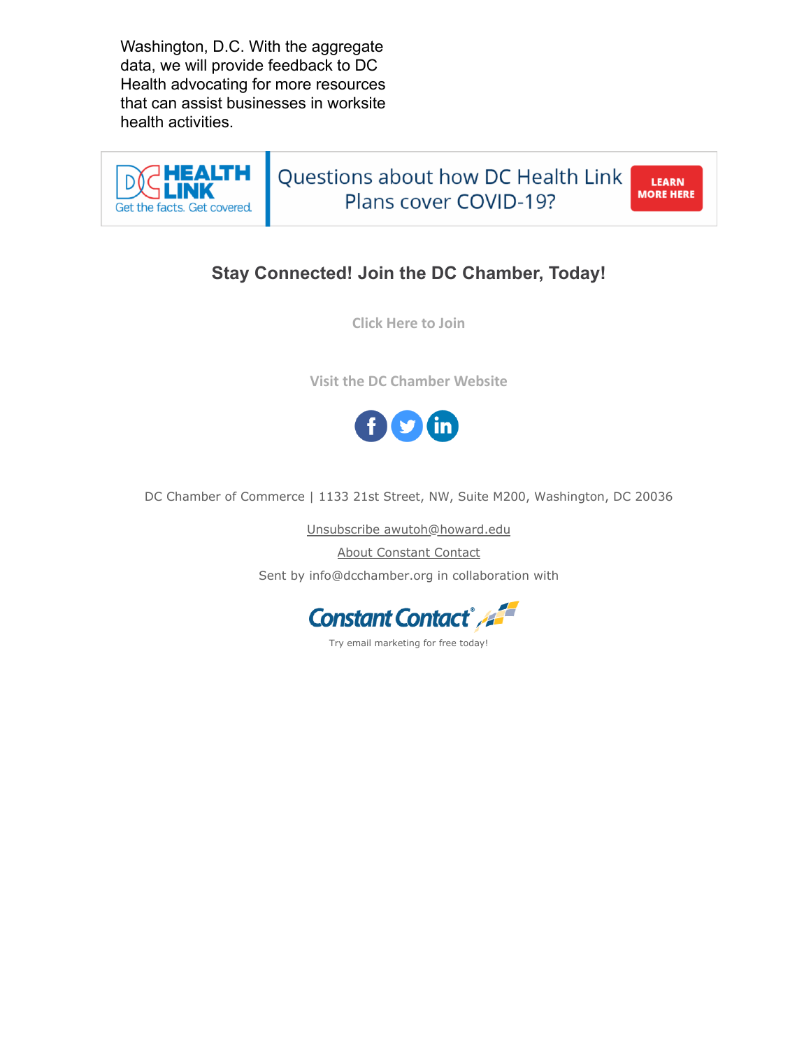Washington, D.C. With the aggregate data, we will provide feedback to DC Health advocating for more resources that can assist businesses in worksite health activities.

DC HEALTH LINK Get the facts. Get covered.

Questions about how DC Health Link Plans cover COVID-19?

LEARN MORE HERE

## Stay Connected! Join the DC Chamber, Today!

Click Here to Join

Visit the DC Chamber Website

DC Chamber of Commerce | 1133 21st Street, NW, Suite M200, Washington, DC 20036

Unsubscribe awutoh@howard.edu

About Constant Contact

Sent by info@dcchamber.org in collaboration with

Constant Contact

Try email marketing for free today!